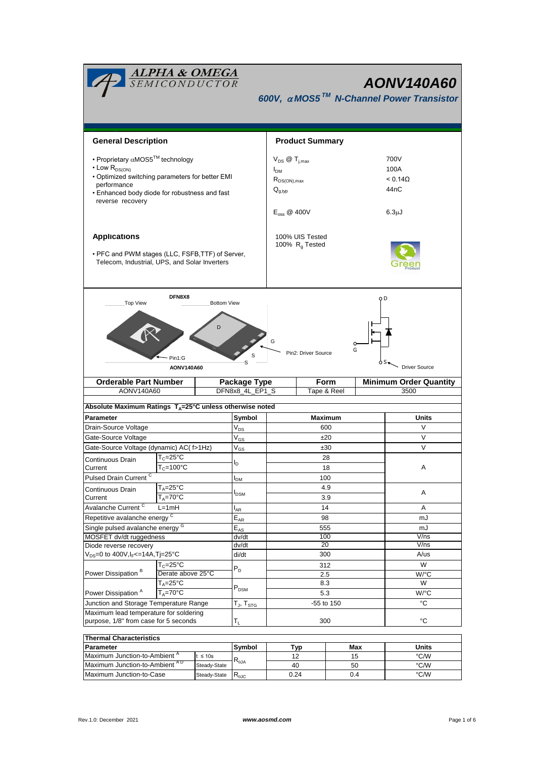# AONV140A60

## 600V, αMOS5™ N-Channel Power Transistor

## General Description

- Proprietary αMOS5™ technology
- Low $R_{DS(ON)}$
- Optimized switching parameters for better EMI performance
- Enhanced body diode for robustness and fast reverse recovery

## Product Summary

| | |
|---|---|
| $V_{DS}$ @ $T_{j,max}$ | 700V |
| $I_{DM}$ | 100A |
| $R_{DS(ON),max}$ | < 0.14Ω |
| $Q_{g,typ}$ | 44nC |
| $E_{oss}$ @ 400V | 6.3μJ |

100% UIS Tested
100% $R_g$ Tested

## Applications

- PFC and PWM stages (LLC, FSFB,TTF) of Server, Telecom, Industrial, UPS, and Solar Inverters

DFN8X8

Top View | Bottom View

Pin1:G | D | S | S | G

AONV140A60

Pin2: Driver Source

D, G, S, Driver Source

| Orderable Part Number | Package Type | Form | Minimum Order Quantity |
|---|---|---|---|
| AONV140A60 | DFN8x8_4L_EP1_S | Tape & Reel | 3500 |

**Absolute Maximum Ratings $T_A$=25°C unless otherwise noted**

| Parameter | | Symbol | Maximum | Units |
|---|---|---|---|---|
| Drain-Source Voltage | | $V_{DS}$ | 600 | V |
| Gate-Source Voltage | | $V_{GS}$ | ±20 | V |
| Gate-Source Voltage (dynamic) AC( f>1Hz) | | $V_{GS}$ | ±30 | V |
| Continuous Drain Current | $T_C$=25°C | $I_D$ | 28 | A |
| | $T_C$=100°C | | 18 | |
| Pulsed Drain Current [C] | | $I_{DM}$ | 100 | |
| Continuous Drain Current | $T_A$=25°C | $I_{DSM}$ | 4.9 | A |
| | $T_A$=70°C | | 3.9 | |
| Avalanche Current [C] | L=1mH | $I_{AR}$ | 14 | A |
| Repetitive avalanche energy [C] | | $E_{AR}$ | 98 | mJ |
| Single pulsed avalanche energy [G] | | $E_{AS}$ | 555 | mJ |
| MOSFET dv/dt ruggedness | | dv/dt | 100 | V/ns |
| Diode reverse recovery $V_{DS}$=0 to 400V,$I_F$<=14A,Tj=25°C | | dv/dt | 20 | V/ns |
| | | di/dt | 300 | A/us |
| Power Dissipation [B] | $T_C$=25°C | $P_D$ | 312 | W |
| | Derate above 25°C | | 2.5 | W/°C |
| Power Dissipation [A] | $T_A$=25°C | $P_{DSM}$ | 8.3 | W |
| | $T_A$=70°C | | 5.3 | W/°C |
| Junction and Storage Temperature Range | | $T_J$, $T_{STG}$ | -55 to 150 | °C |
| Maximum lead temperature for soldering purpose, 1/8" from case for 5 seconds | | $T_L$ | 300 | °C |

**Thermal Characteristics**

| Parameter | | Symbol | Typ | Max | Units |
|---|---|---|---|---|---|
| Maximum Junction-to-Ambient [A] | t ≤ 10s | $R_{\theta JA}$ | 12 | 15 | °C/W |
| Maximum Junction-to-Ambient [AD] | Steady-State | | 40 | 50 | °C/W |
| Maximum Junction-to-Case | Steady-State | $R_{\theta JC}$ | 0.24 | 0.4 | °C/W |

Rev.1.0: December 2021 www.aosmd.com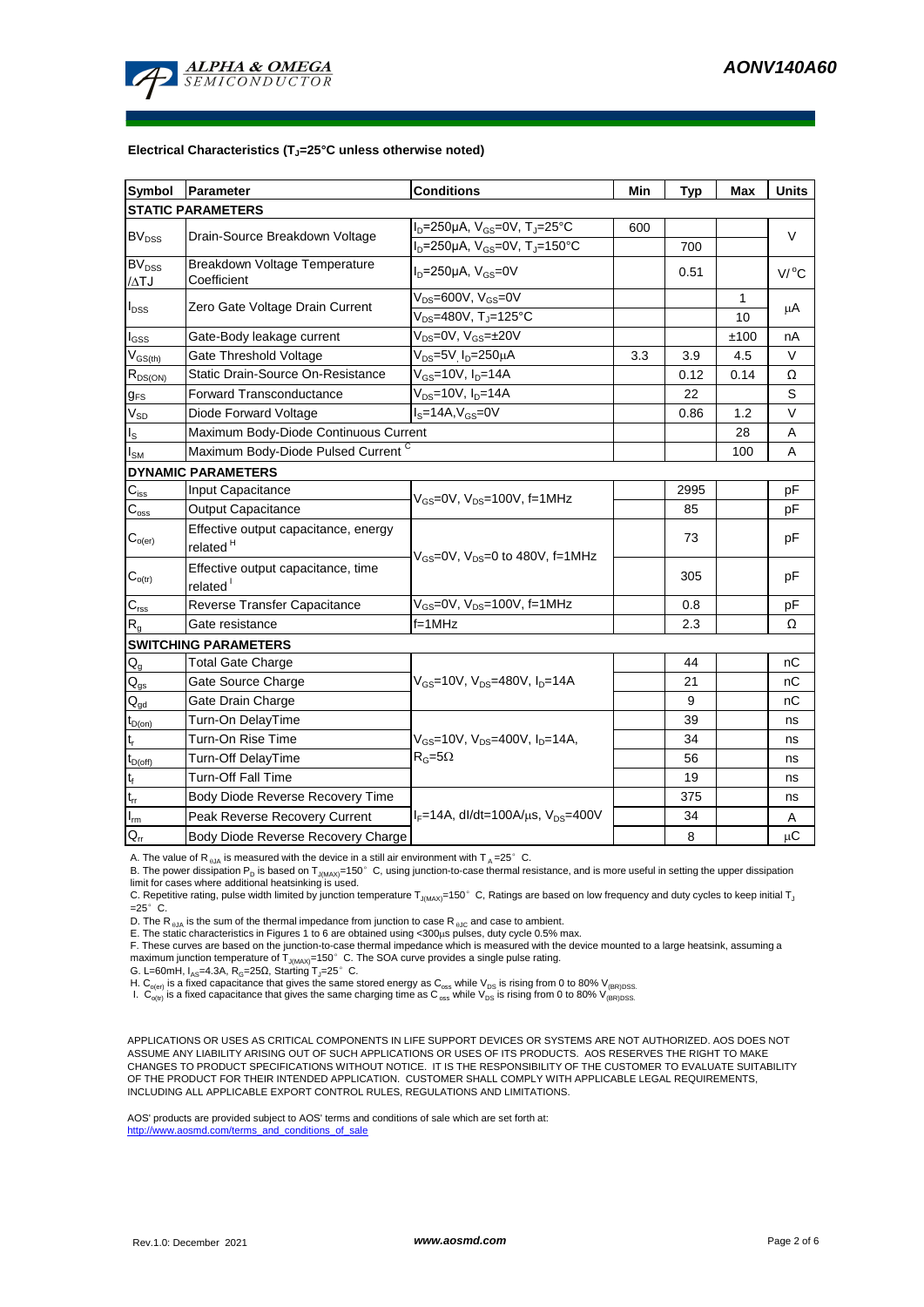**Electrical Characteristics ($T_J$=25°C unless otherwise noted)**

| Symbol | Parameter | Conditions | Min | Typ | Max | Units |
|---|---|---|---|---|---|---|
| **STATIC PARAMETERS** | | | | | | |
| $BV_{DSS}$ | Drain-Source Breakdown Voltage | $I_D$=250µA, $V_{GS}$=0V, $T_J$=25°C | 600 | | | V |
| | | $I_D$=250µA, $V_{GS}$=0V, $T_J$=150°C | | 700 | | |
| $BV_{DSS}$ /ΔTJ | Breakdown Voltage Temperature Coefficient | $I_D$=250µA, $V_{GS}$=0V | | 0.51 | | V/°C |
| $I_{DSS}$ | Zero Gate Voltage Drain Current | $V_{DS}$=600V, $V_{GS}$=0V | | | 1 | µA |
| | | $V_{DS}$=480V, $T_J$=125°C | | | 10 | |
| $I_{GSS}$ | Gate-Body leakage current | $V_{DS}$=0V, $V_{GS}$=±20V | | | ±100 | nA |
| $V_{GS(th)}$ | Gate Threshold Voltage | $V_{DS}$=5V, $I_D$=250µA | 3.3 | 3.9 | 4.5 | V |
| $R_{DS(ON)}$ | Static Drain-Source On-Resistance | $V_{GS}$=10V, $I_D$=14A | | 0.12 | 0.14 | Ω |
| $g_{FS}$ | Forward Transconductance | $V_{DS}$=10V, $I_D$=14A | | 22 | | S |
| $V_{SD}$ | Diode Forward Voltage | $I_S$=14A, $V_{GS}$=0V | | 0.86 | 1.2 | V |
| $I_S$ | Maximum Body-Diode Continuous Current | | | | 28 | A |
| $I_{SM}$ | Maximum Body-Diode Pulsed Current [C] | | | | 100 | A |
| **DYNAMIC PARAMETERS** | | | | | | |
| $C_{iss}$ | Input Capacitance | $V_{GS}$=0V, $V_{DS}$=100V, f=1MHz | | 2995 | | pF |
| $C_{oss}$ | Output Capacitance | | | 85 | | pF |
| $C_{o(er)}$ | Effective output capacitance, energy related [H] | $V_{GS}$=0V, $V_{DS}$=0 to 480V, f=1MHz | | 73 | | pF |
| $C_{o(tr)}$ | Effective output capacitance, time related [I] | | | 305 | | pF |
| $C_{rss}$ | Reverse Transfer Capacitance | $V_{GS}$=0V, $V_{DS}$=100V, f=1MHz | | 0.8 | | pF |
| $R_g$ | Gate resistance | f=1MHz | | 2.3 | | Ω |
| **SWITCHING PARAMETERS** | | | | | | |
| $Q_g$ | Total Gate Charge | $V_{GS}$=10V, $V_{DS}$=480V, $I_D$=14A | | 44 | | nC |
| $Q_{gs}$ | Gate Source Charge | | | 21 | | nC |
| $Q_{gd}$ | Gate Drain Charge | | | 9 | | nC |
| $t_{D(on)}$ | Turn-On DelayTime | $V_{GS}$=10V, $V_{DS}$=400V, $I_D$=14A, $R_G$=5Ω | | 39 | | ns |
| $t_r$ | Turn-On Rise Time | | | 34 | | ns |
| $t_{D(off)}$ | Turn-Off DelayTime | | | 56 | | ns |
| $t_f$ | Turn-Off Fall Time | | | 19 | | ns |
| $t_{rr}$ | Body Diode Reverse Recovery Time | $I_F$=14A, dI/dt=100A/µs, $V_{DS}$=400V | | 375 | | ns |
| $I_{rm}$ | Peak Reverse Recovery Current | | | 34 | | A |
| $Q_{rr}$ | Body Diode Reverse Recovery Charge | | | 8 | | µC |

A. The value of $R_{\theta JA}$ is measured with the device in a still air environment with $T_A$=25° C.
B. The power dissipation $P_D$ is based on $T_{J(MAX)}$=150° C, using junction-to-case thermal resistance, and is more useful in setting the upper dissipation limit for cases where additional heatsinking is used.
C. Repetitive rating, pulse width limited by junction temperature $T_{J(MAX)}$=150° C, Ratings are based on low frequency and duty cycles to keep initial $T_J$ =25° C.
D. The $R_{\theta JA}$ is the sum of the thermal impedance from junction to case $R_{\theta JC}$ and case to ambient.
E. The static characteristics in Figures 1 to 6 are obtained using <300µs pulses, duty cycle 0.5% max.
F. These curves are based on the junction-to-case thermal impedance which is measured with the device mounted to a large heatsink, assuming a maximum junction temperature of $T_{J(MAX)}$=150° C. The SOA curve provides a single pulse rating.
G. L=60mH, $I_{AS}$=4.3A, $R_G$=25Ω, Starting $T_J$=25° C.
H. $C_{o(er)}$ is a fixed capacitance that gives the same stored energy as $C_{oss}$ while $V_{DS}$ is rising from 0 to 80% $V_{(BR)DSS}$.
I. $C_{o(tr)}$ is a fixed capacitance that gives the same charging time as $C_{oss}$ while $V_{DS}$ is rising from 0 to 80% $V_{(BR)DSS}$.

APPLICATIONS OR USES AS CRITICAL COMPONENTS IN LIFE SUPPORT DEVICES OR SYSTEMS ARE NOT AUTHORIZED. AOS DOES NOT ASSUME ANY LIABILITY ARISING OUT OF SUCH APPLICATIONS OR USES OF ITS PRODUCTS. AOS RESERVES THE RIGHT TO MAKE CHANGES TO PRODUCT SPECIFICATIONS WITHOUT NOTICE. IT IS THE RESPONSIBILITY OF THE CUSTOMER TO EVALUATE SUITABILITY OF THE PRODUCT FOR THEIR INTENDED APPLICATION. CUSTOMER SHALL COMPLY WITH APPLICABLE LEGAL REQUIREMENTS, INCLUDING ALL APPLICABLE EXPORT CONTROL RULES, REGULATIONS AND LIMITATIONS.

AOS' products are provided subject to AOS' terms and conditions of sale which are set forth at:
http://www.aosmd.com/terms_and_conditions_of_sale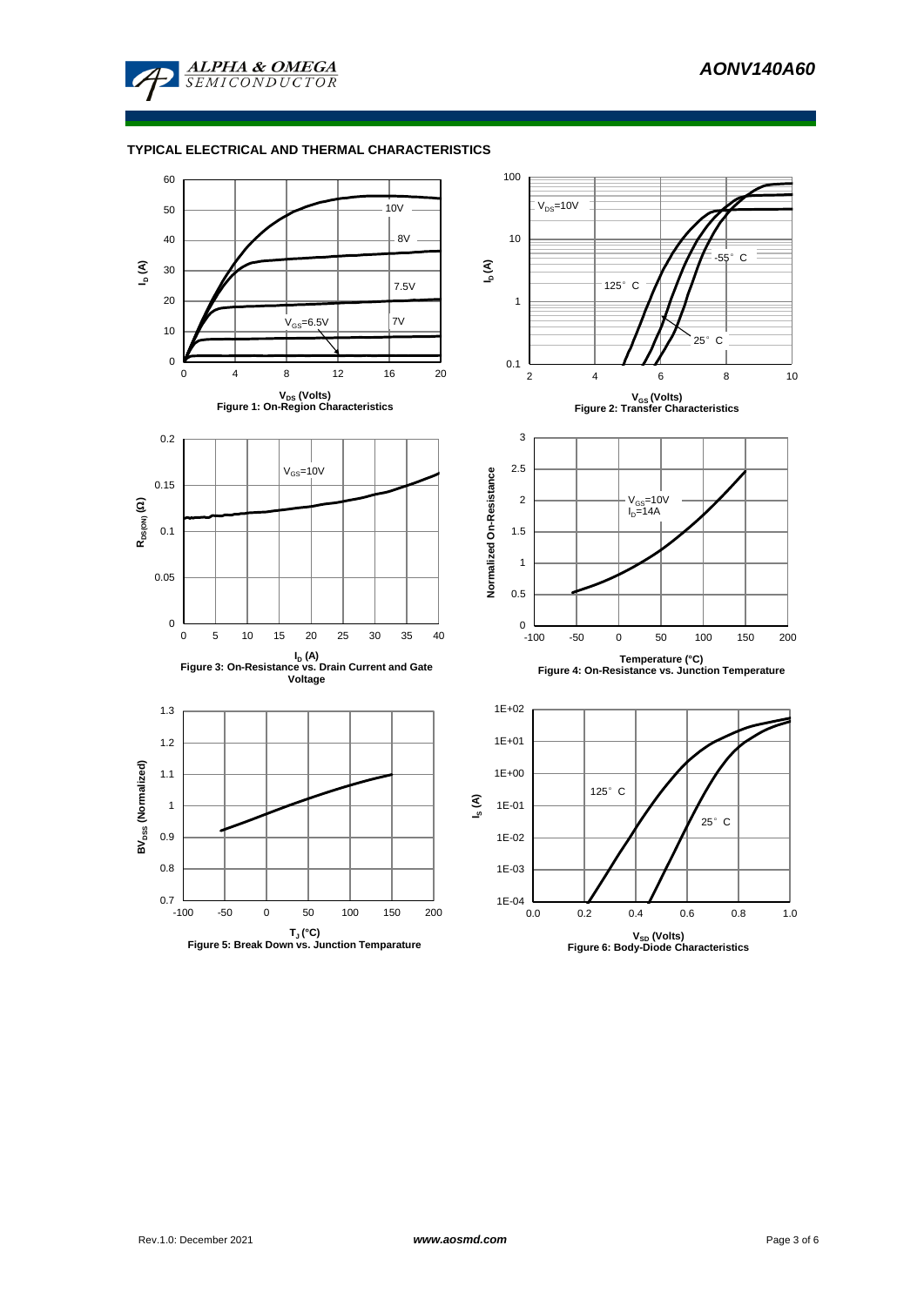## TYPICAL ELECTRICAL AND THERMAL CHARACTERISTICS

Figure 1: On-Region Characteristics

Figure 2: Transfer Characteristics

Figure 3: On-Resistance vs. Drain Current and Gate Voltage

Figure 4: On-Resistance vs. Junction Temperature

Figure 5: Break Down vs. Junction Temparature

Figure 6: Body-Diode Characteristics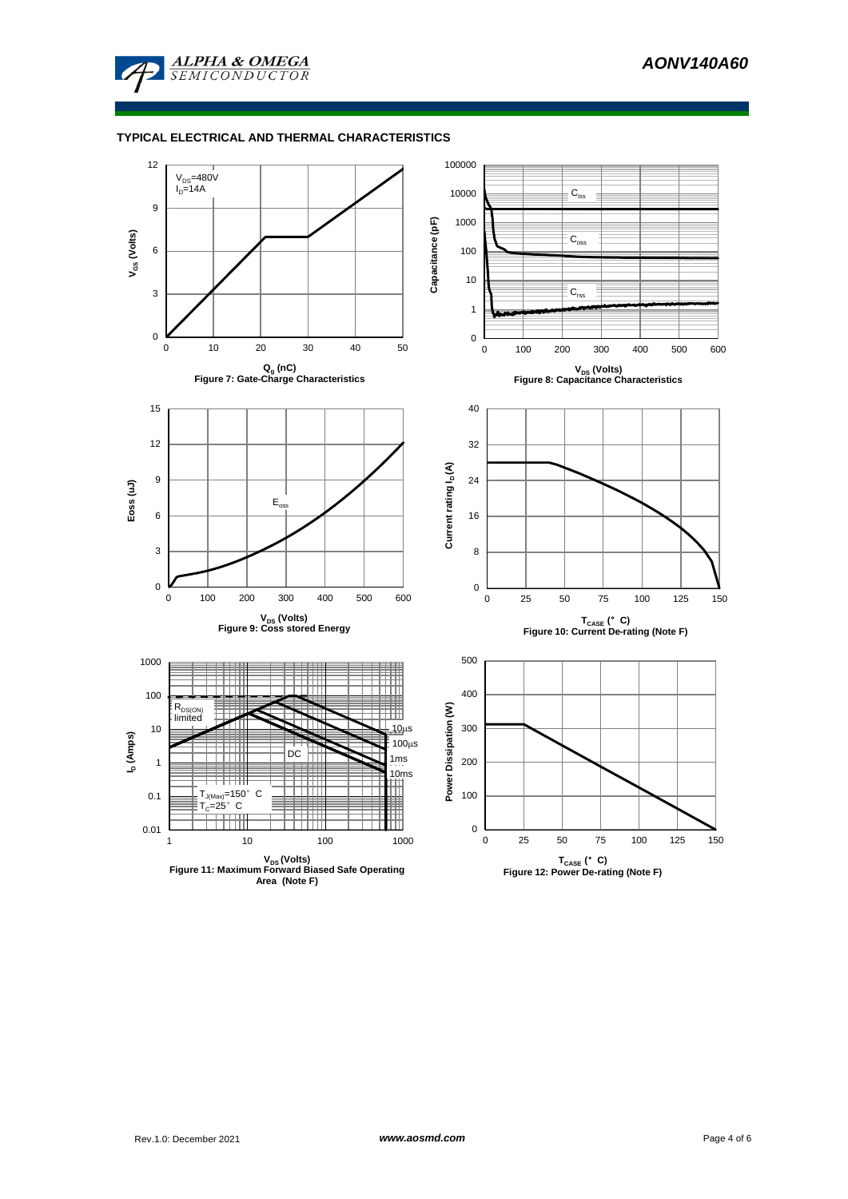TYPICAL ELECTRICAL AND THERMAL CHARACTERISTICS

$V_{DS}$=480V
$I_D$=14A

$V_{GS}$ (Volts)

$Q_g$ (nC)

Figure 7: Gate-Charge Characteristics

Capacitance (pF)

$C_{iss}$

$C_{oss}$

$C_{rss}$

$V_{DS}$ (Volts)

Figure 8: Capacitance Characteristics

Eoss (uJ)

$E_{oss}$

$V_{DS}$ (Volts)

Figure 9: Coss stored Energy

Current rating $I_D$ (A)

$T_{CASE}$ (°C)

Figure 10: Current De-rating (Note F)

$I_D$ (Amps)

$R_{DS(ON)}$ limited

10µs

100µs

1ms

10ms

DC

$T_{J(Max)}$=150°C

$T_C$=25°C

$V_{DS}$ (Volts)

Figure 11: Maximum Forward Biased Safe Operating Area (Note F)

Power Dissipation (W)

$T_{CASE}$ (°C)

Figure 12: Power De-rating (Note F)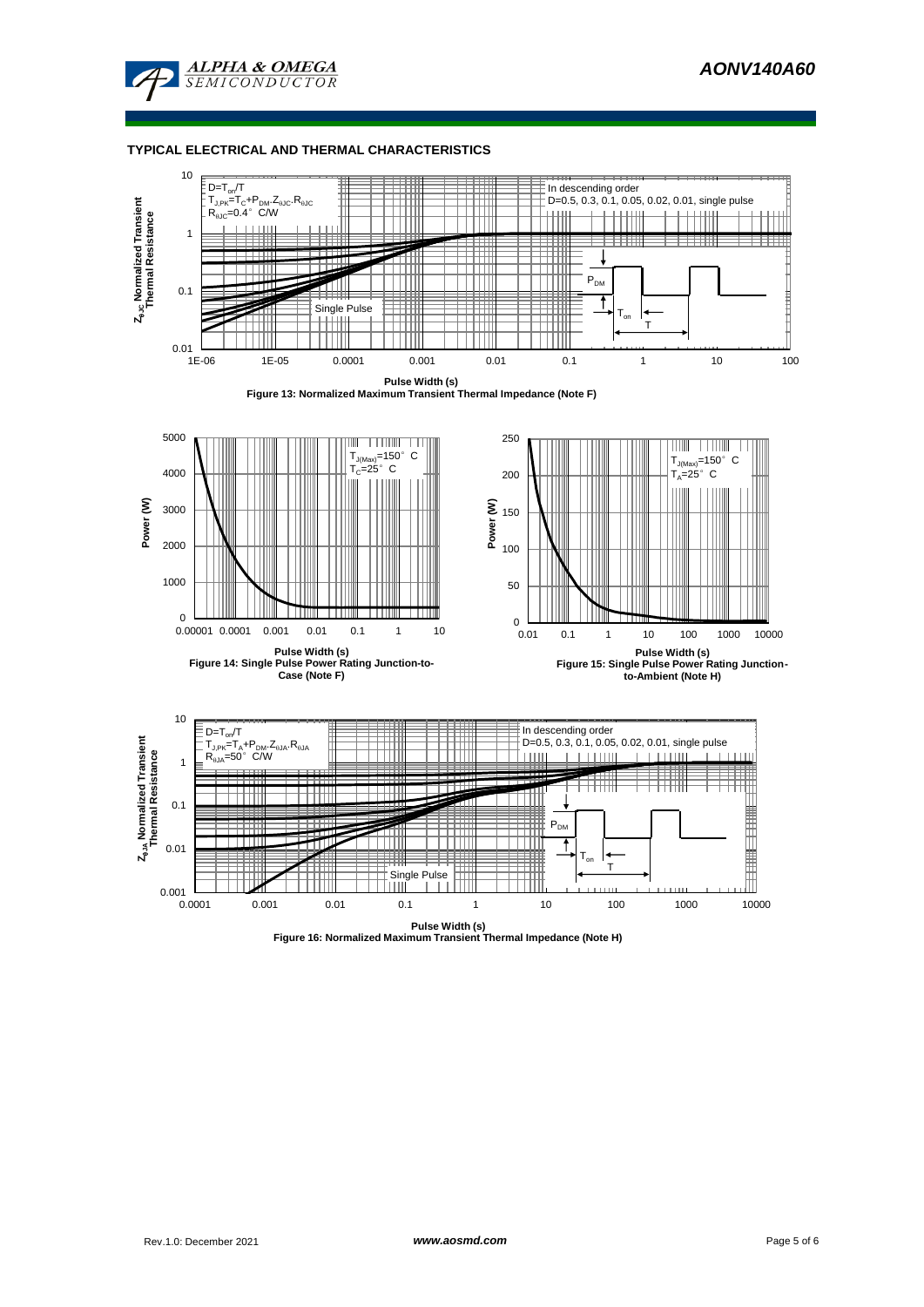## TYPICAL ELECTRICAL AND THERMAL CHARACTERISTICS

$D=T_{on}/T$
$T_{J,PK}=T_C+P_{DM}.Z_{\theta JC}.R_{\theta JC}$
$R_{\theta JC}=0.4°C/W$

In descending order
D=0.5, 0.3, 0.1, 0.05, 0.02, 0.01, single pulse

Single Pulse

$P_{DM}$, $T_{on}$, T

$Z_{\theta JC}$ Normalized Transient Thermal Resistance

Pulse Width (s)

Figure 13: Normalized Maximum Transient Thermal Impedance (Note F)

$T_{J(Max)}=150°C$
$T_C=25°C$

Power (W)

Pulse Width (s)

Figure 14: Single Pulse Power Rating Junction-to-Case (Note F)

$T_{J(Max)}=150°C$
$T_A=25°C$

Power (W)

Pulse Width (s)

Figure 15: Single Pulse Power Rating Junction-to-Ambient (Note H)

$D=T_{on}/T$
$T_{J,PK}=T_A+P_{DM}.Z_{\theta JA}.R_{\theta JA}$
$R_{\theta JA}=50°C/W$

In descending order
D=0.5, 0.3, 0.1, 0.05, 0.02, 0.01, single pulse

Single Pulse

$P_{DM}$, $T_{on}$, T

$Z_{\theta JA}$ Normalized Transient Thermal Resistance

Pulse Width (s)

Figure 16: Normalized Maximum Transient Thermal Impedance (Note H)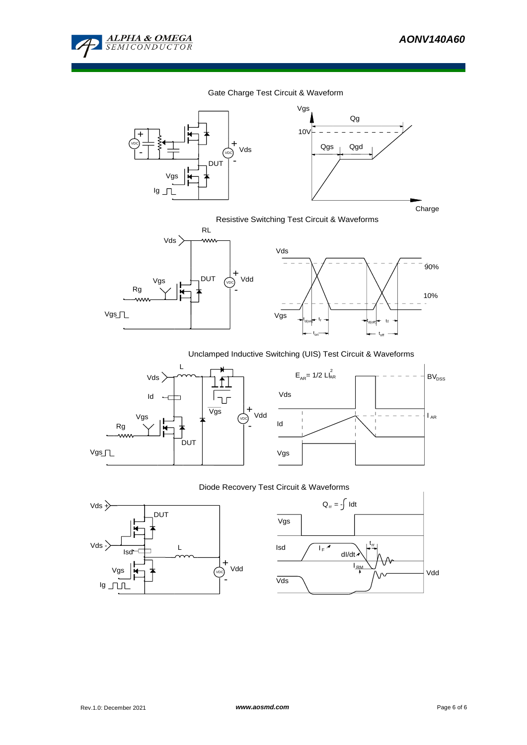## Gate Charge Test Circuit & Waveform

VDC
+
-
Vds
+
-
DUT
Vgs
Ig

Vgs
Qg
10V
Qgs
Qgd
Charge

## Resistive Switching Test Circuit & Waveforms

RL
Vds
Vgs
DUT
Rg
Vdd
+
-
Vgs

Vds
90%
10%
Vgs
$t_{d(on)}$
$t_r$
$t_{on}$
$t_{d(off)}$
$t_f$
$t_{off}$

## Unclamped Inductive Switching (UIS) Test Circuit & Waveforms

L
Vds
Id
Vgs
Rg
DUT
Vgs
Vdd
+
-
Vgs

$E_{AR} = 1/2\ LI_{AR}^2$
$BV_{DSS}$
Vds
Id
$I_{AR}$
Vgs

## Diode Recovery Test Circuit & Waveforms

Vds +
DUT
Vds -
Isd
L
Vgs
Ig
Vdd
+
-

$Q_{rr} = -\int Idt$
Vgs
Isd
$I_F$
dI/dt
$t_{rr}$
$I_{RM}$
Vds
Vdd